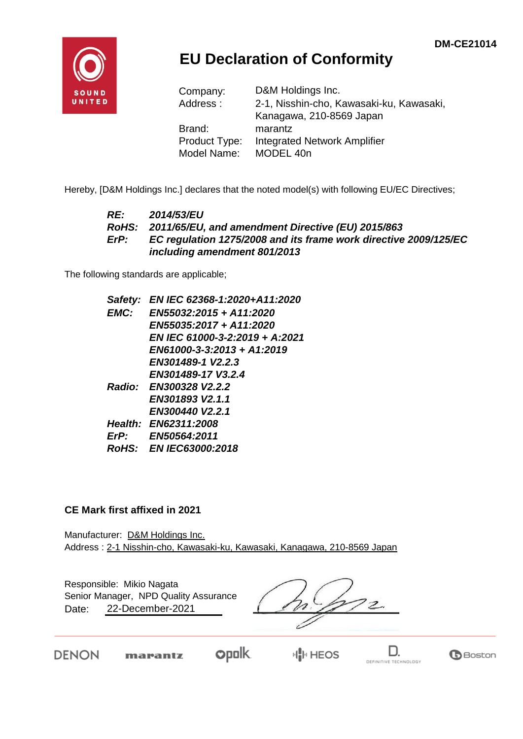DM-CE21014

# EU Declaration of Conformity

| | |
|---|---|
| Company: | D&M Holdings Inc. |
| Address : | 2-1, Nisshin-cho, Kawasaki-ku, Kawasaki, Kanagawa, 210-8569 Japan |
| Brand: | marantz |
| Product Type: | Integrated Network Amplifier |
| Model Name: | MODEL 40n |

Hereby, [D&M Holdings Inc.] declares that the noted model(s) with following EU/EC Directives;

***RE:*** ***2014/53/EU***
***RoHS:*** ***2011/65/EU, and amendment Directive (EU) 2015/863***
***ErP:*** ***EC regulation 1275/2008 and its frame work directive 2009/125/EC including amendment 801/2013***

The following standards are applicable;

***Safety:*** ***EN IEC 62368-1:2020+A11:2020***
***EMC:*** ***EN55032:2015 + A11:2020***
***EN55035:2017 + A11:2020***
***EN IEC 61000-3-2:2019 + A:2021***
***EN61000-3-3:2013 + A1:2019***
***EN301489-1 V2.2.3***
***EN301489-17 V3.2.4***
***Radio:*** ***EN300328 V2.2.2***
***EN301893 V2.1.1***
***EN300440 V2.2.1***
***Health:*** ***EN62311:2008***
***ErP:*** ***EN50564:2011***
***RoHS:*** ***EN IEC63000:2018***

**CE Mark first affixed in 2021**

Manufacturer: D&M Holdings Inc.
Address : 2-1 Nisshin-cho, Kawasaki-ku, Kawasaki, Kanagawa, 210-8569 Japan

Responsible: Mikio Nagata
Senior Manager, NPD Quality Assurance
Date: 22-December-2021

DENON marantz polk HEOS DEFINITIVE TECHNOLOGY Boston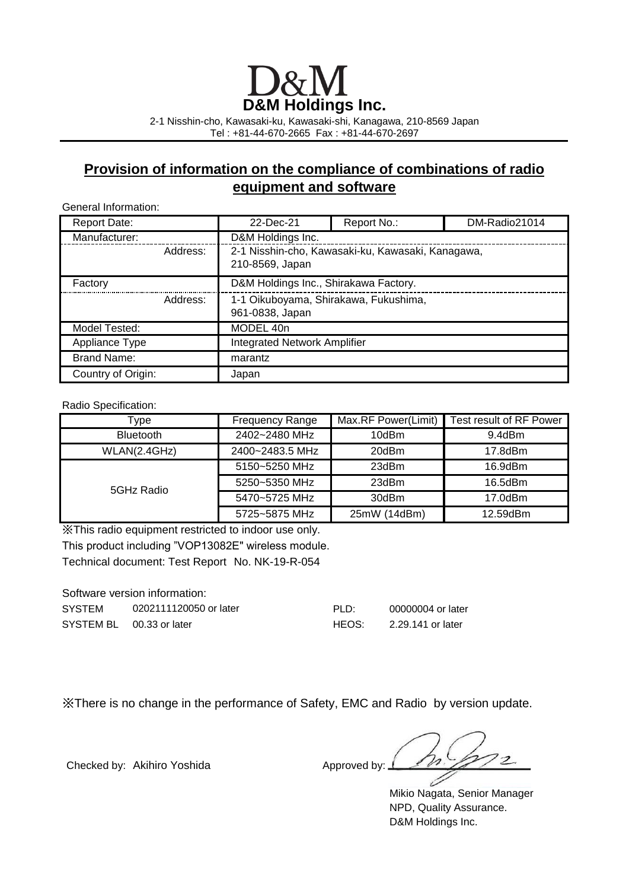D&M

**D&M Holdings Inc.**

2-1 Nisshin-cho, Kawasaki-ku, Kawasaki-shi, Kanagawa, 210-8569 Japan
Tel : +81-44-670-2665 Fax : +81-44-670-2697

## Provision of information on the compliance of combinations of radio equipment and software

General Information:

| | | | |
|---|---|---|---|
| Report Date: | 22-Dec-21 | Report No.: | DM-Radio21014 |
| Manufacturer: | D&M Holdings Inc. | | |
| Address: | 2-1 Nisshin-cho, Kawasaki-ku, Kawasaki-shi, Kanagawa, 210-8569, Japan | | |
| Factory | D&M Holdings Inc., Shirakawa Factory. | | |
| Address: | 1-1 Oikuboyama, Shirakawa, Fukushima, 961-0838, Japan | | |
| Model Tested: | MODEL 40n | | |
| Appliance Type | Integrated Network Amplifier | | |
| Brand Name: | marantz | | |
| Country of Origin: | Japan | | |

Radio Specification:

| Type | Frequency Range | Max.RF Power(Limit) | Test result of RF Power |
|---|---|---|---|
| Bluetooth | 2402~2480 MHz | 10dBm | 9.4dBm |
| WLAN(2.4GHz) | 2400~2483.5 MHz | 20dBm | 17.8dBm |
| 5GHz Radio | 5150~5250 MHz | 23dBm | 16.9dBm |
| | 5250~5350 MHz | 23dBm | 16.5dBm |
| | 5470~5725 MHz | 30dBm | 17.0dBm |
| | 5725~5875 MHz | 25mW (14dBm) | 12.59dBm |

※This radio equipment restricted to indoor use only.

This product including "VOP13082E" wireless module.

Technical document: Test Report No. NK-19-R-054

Software version information:

| | | | |
|---|---|---|---|
| SYSTEM | 0202111120050 or later | PLD: | 00000004 or later |
| SYSTEM BL | 00.33 or later | HEOS: | 2.29.141 or later |

※There is no change in the performance of Safety, EMC and Radio by version update.

Checked by: Akihiro Yoshida

Approved by:

Mikio Nagata, Senior Manager
NPD, Quality Assurance.
D&M Holdings Inc.